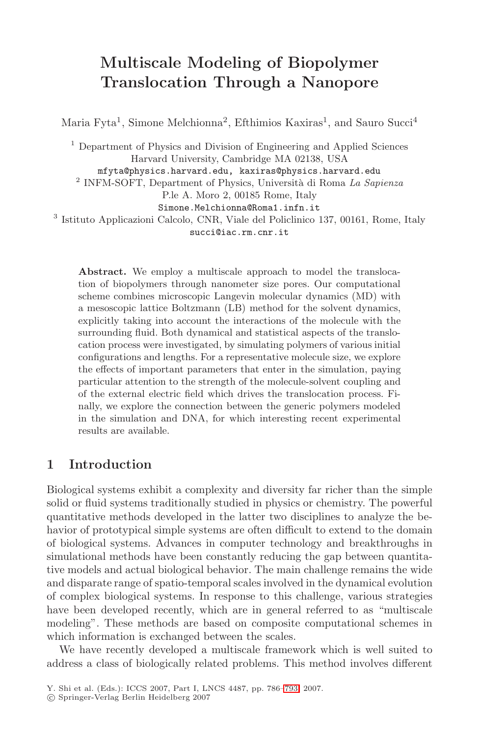# Multiscale Modeling of Biopolymer Translocation Through a Nanopore

Maria Fyta[1], Simone Melchionna[2], Efthimios Kaxiras[1], and Sauro Succi[4]

[1] Department of Physics and Division of Engineering and Applied Sciences
Harvard University, Cambridge MA 02138, USA
mfyta@physics.harvard.edu, kaxiras@physics.harvard.edu

[2] INFM-SOFT, Department of Physics, Università di Roma *La Sapienza*
P.le A. Moro 2, 00185 Rome, Italy
Simone.Melchionna@Roma1.infn.it

[3] Istituto Applicazioni Calcolo, CNR, Viale del Policlinico 137, 00161, Rome, Italy
succi@iac.rm.cnr.it

**Abstract.** We employ a multiscale approach to model the translocation of biopolymers through nanometer size pores. Our computational scheme combines microscopic Langevin molecular dynamics (MD) with a mesoscopic lattice Boltzmann (LB) method for the solvent dynamics, explicitly taking into account the interactions of the molecule with the surrounding fluid. Both dynamical and statistical aspects of the translocation process were investigated, by simulating polymers of various initial configurations and lengths. For a representative molecule size, we explore the effects of important parameters that enter in the simulation, paying particular attention to the strength of the molecule-solvent coupling and of the external electric field which drives the translocation process. Finally, we explore the connection between the generic polymers modeled in the simulation and DNA, for which interesting recent experimental results are available.

## 1 Introduction

Biological systems exhibit a complexity and diversity far richer than the simple solid or fluid systems traditionally studied in physics or chemistry. The powerful quantitative methods developed in the latter two disciplines to analyze the behavior of prototypical simple systems are often difficult to extend to the domain of biological systems. Advances in computer technology and breakthroughs in simulational methods have been constantly reducing the gap between quantitative models and actual biological behavior. The main challenge remains the wide and disparate range of spatio-temporal scales involved in the dynamical evolution of complex biological systems. In response to this challenge, various strategies have been developed recently, which are in general referred to as "multiscale modeling". These methods are based on composite computational schemes in which information is exchanged between the scales.

We have recently developed a multiscale framework which is well suited to address a class of biologically related problems. This method involves different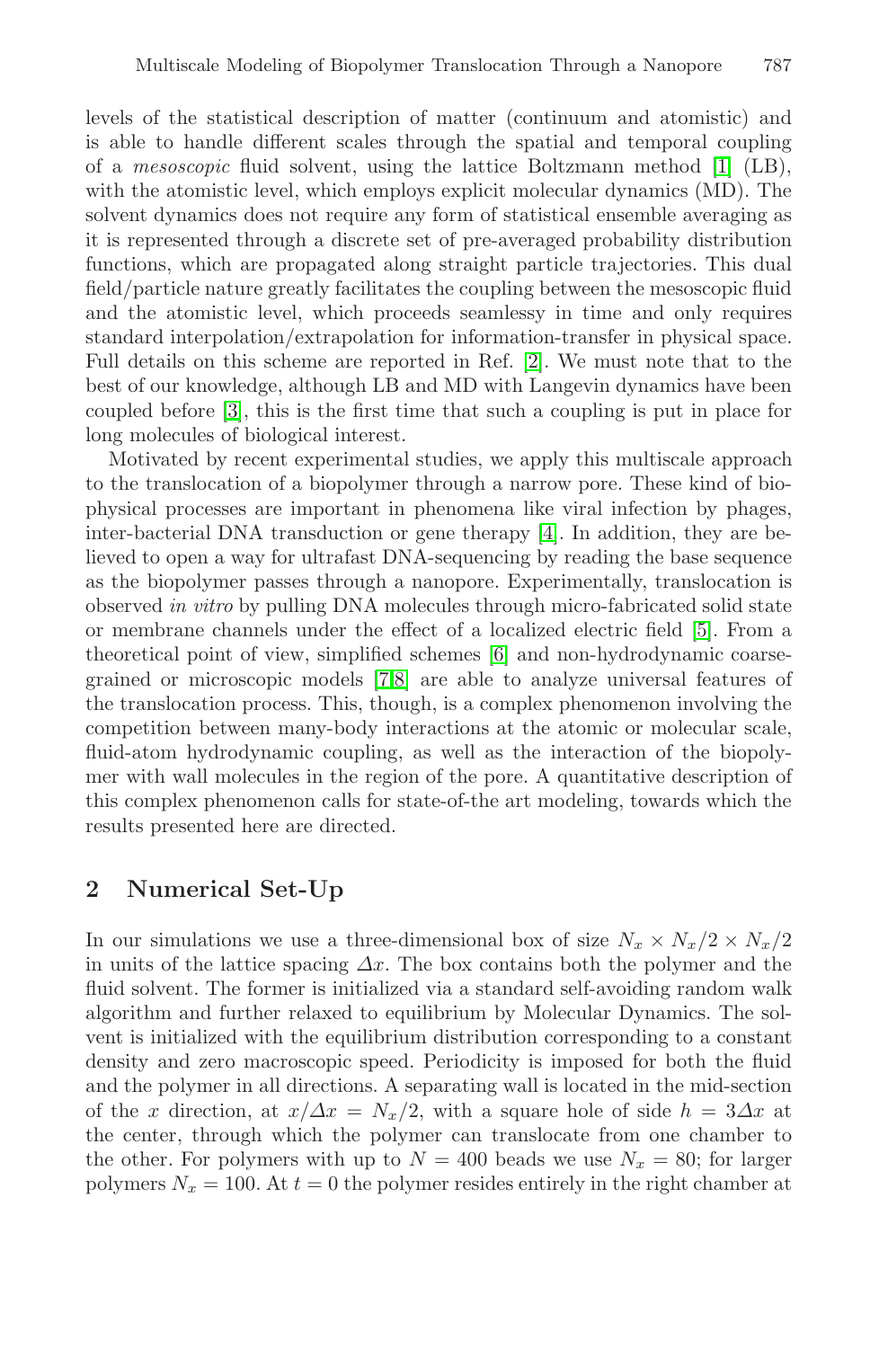levels of the statistical description of matter (continuum and atomistic) and is able to handle different scales through the spatial and temporal coupling of a *mesoscopic* fluid solvent, using the lattice Boltzmann method [1] (LB), with the atomistic level, which employs explicit molecular dynamics (MD). The solvent dynamics does not require any form of statistical ensemble averaging as it is represented through a discrete set of pre-averaged probability distribution functions, which are propagated along straight particle trajectories. This dual field/particle nature greatly facilitates the coupling between the mesoscopic fluid and the atomistic level, which proceeds seamlessy in time and only requires standard interpolation/extrapolation for information-transfer in physical space. Full details on this scheme are reported in Ref. [2]. We must note that to the best of our knowledge, although LB and MD with Langevin dynamics have been coupled before [3], this is the first time that such a coupling is put in place for long molecules of biological interest.

Motivated by recent experimental studies, we apply this multiscale approach to the translocation of a biopolymer through a narrow pore. These kind of biophysical processes are important in phenomena like viral infection by phages, inter-bacterial DNA transduction or gene therapy [4]. In addition, they are believed to open a way for ultrafast DNA-sequencing by reading the base sequence as the biopolymer passes through a nanopore. Experimentally, translocation is observed *in vitro* by pulling DNA molecules through micro-fabricated solid state or membrane channels under the effect of a localized electric field [5]. From a theoretical point of view, simplified schemes [6] and non-hydrodynamic coarse-grained or microscopic models [7,8] are able to analyze universal features of the translocation process. This, though, is a complex phenomenon involving the competition between many-body interactions at the atomic or molecular scale, fluid-atom hydrodynamic coupling, as well as the interaction of the biopolymer with wall molecules in the region of the pore. A quantitative description of this complex phenomenon calls for state-of-the art modeling, towards which the results presented here are directed.

## 2 Numerical Set-Up

In our simulations we use a three-dimensional box of size $N_x \times N_x/2 \times N_x/2$ in units of the lattice spacing $\Delta x$. The box contains both the polymer and the fluid solvent. The former is initialized via a standard self-avoiding random walk algorithm and further relaxed to equilibrium by Molecular Dynamics. The solvent is initialized with the equilibrium distribution corresponding to a constant density and zero macroscopic speed. Periodicity is imposed for both the fluid and the polymer in all directions. A separating wall is located in the mid-section of the $x$ direction, at $x/\Delta x = N_x/2$, with a square hole of side $h = 3\Delta x$ at the center, through which the polymer can translocate from one chamber to the other. For polymers with up to $N = 400$ beads we use $N_x = 80$; for larger polymers $N_x = 100$. At $t = 0$ the polymer resides entirely in the right chamber at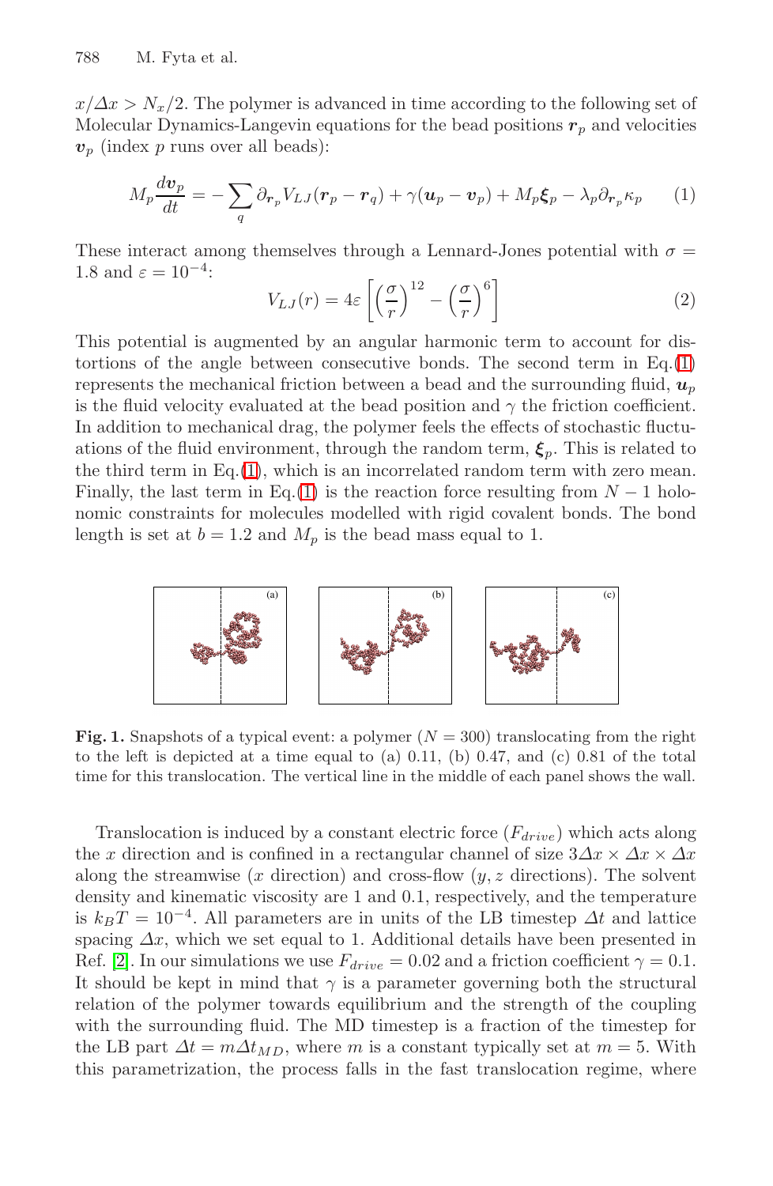$x/\Delta x > N_x/2$. The polymer is advanced in time according to the following set of Molecular Dynamics-Langevin equations for the bead positions $\boldsymbol{r}_p$ and velocities $\boldsymbol{v}_p$ (index $p$ runs over all beads):

$$M_p \frac{d\boldsymbol{v}_p}{dt} = -\sum_q \partial_{\boldsymbol{r}_p} V_{LJ}(\boldsymbol{r}_p - \boldsymbol{r}_q) + \gamma(\boldsymbol{u}_p - \boldsymbol{v}_p) + M_p \boldsymbol{\xi}_p - \lambda_p \partial_{\boldsymbol{r}_p} \kappa_p \quad (1)$$

These interact among themselves through a Lennard-Jones potential with $\sigma = 1.8$ and $\varepsilon = 10^{-4}$:

$$V_{LJ}(r) = 4\varepsilon \left[ \left(\frac{\sigma}{r}\right)^{12} - \left(\frac{\sigma}{r}\right)^{6} \right] \quad (2)$$

This potential is augmented by an angular harmonic term to account for distortions of the angle between consecutive bonds. The second term in Eq.(1) represents the mechanical friction between a bead and the surrounding fluid, $\boldsymbol{u}_p$ is the fluid velocity evaluated at the bead position and $\gamma$ the friction coefficient. In addition to mechanical drag, the polymer feels the effects of stochastic fluctuations of the fluid environment, through the random term, $\boldsymbol{\xi}_p$. This is related to the third term in Eq.(1), which is an incorrelated random term with zero mean. Finally, the last term in Eq.(1) is the reaction force resulting from $N-1$ holonomic constraints for molecules modelled with rigid covalent bonds. The bond length is set at $b = 1.2$ and $M_p$ is the bead mass equal to 1.

**Fig. 1.** Snapshots of a typical event: a polymer ($N = 300$) translocating from the right to the left is depicted at a time equal to (a) 0.11, (b) 0.47, and (c) 0.81 of the total time for this translocation. The vertical line in the middle of each panel shows the wall.

Translocation is induced by a constant electric force ($F_{drive}$) which acts along the $x$ direction and is confined in a rectangular channel of size $3\Delta x \times \Delta x \times \Delta x$ along the streamwise ($x$ direction) and cross-flow ($y, z$ directions). The solvent density and kinematic viscosity are 1 and 0.1, respectively, and the temperature is $k_B T = 10^{-4}$. All parameters are in units of the LB timestep $\Delta t$ and lattice spacing $\Delta x$, which we set equal to 1. Additional details have been presented in Ref. [2]. In our simulations we use $F_{drive} = 0.02$ and a friction coefficient $\gamma = 0.1$. It should be kept in mind that $\gamma$ is a parameter governing both the structural relation of the polymer towards equilibrium and the strength of the coupling with the surrounding fluid. The MD timestep is a fraction of the timestep for the LB part $\Delta t = m\Delta t_{MD}$, where $m$ is a constant typically set at $m = 5$. With this parametrization, the process falls in the fast translocation regime, where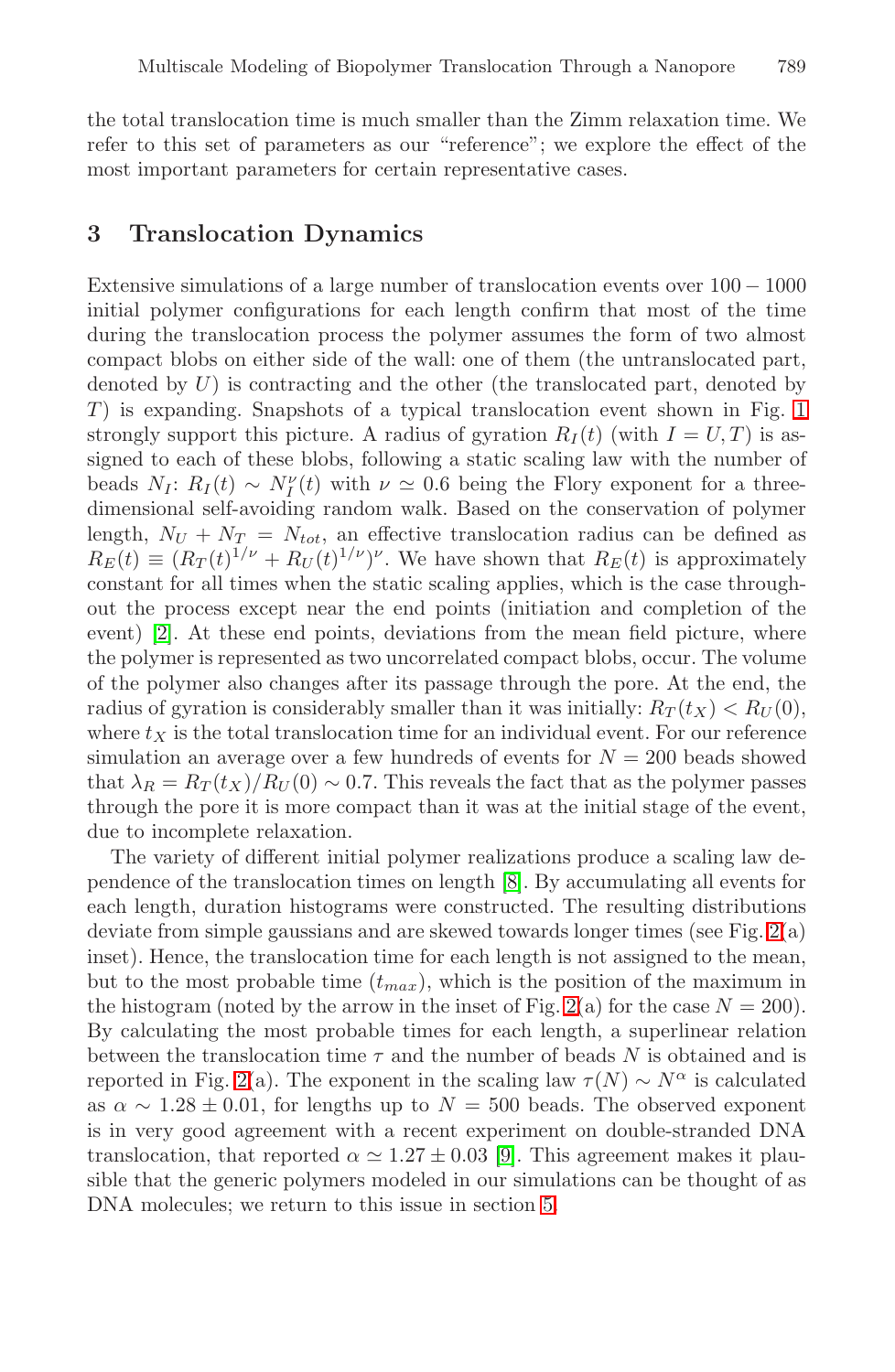the total translocation time is much smaller than the Zimm relaxation time. We refer to this set of parameters as our "reference"; we explore the effect of the most important parameters for certain representative cases.

## 3 Translocation Dynamics

Extensive simulations of a large number of translocation events over $100 - 1000$ initial polymer configurations for each length confirm that most of the time during the translocation process the polymer assumes the form of two almost compact blobs on either side of the wall: one of them (the untranslocated part, denoted by $U$) is contracting and the other (the translocated part, denoted by $T$) is expanding. Snapshots of a typical translocation event shown in Fig. 1 strongly support this picture. A radius of gyration $R_I(t)$ (with $I = U, T$) is assigned to each of these blobs, following a static scaling law with the number of beads $N_I$: $R_I(t) \sim N_I^{\nu}(t)$ with $\nu \simeq 0.6$ being the Flory exponent for a three-dimensional self-avoiding random walk. Based on the conservation of polymer length, $N_U + N_T = N_{tot}$, an effective translocation radius can be defined as $R_E(t) \equiv (R_T(t)^{1/\nu} + R_U(t)^{1/\nu})^{\nu}$. We have shown that $R_E(t)$ is approximately constant for all times when the static scaling applies, which is the case throughout the process except near the end points (initiation and completion of the event) [2]. At these end points, deviations from the mean field picture, where the polymer is represented as two uncorrelated compact blobs, occur. The volume of the polymer also changes after its passage through the pore. At the end, the radius of gyration is considerably smaller than it was initially: $R_T(t_X) < R_U(0)$, where $t_X$ is the total translocation time for an individual event. For our reference simulation an average over a few hundreds of events for $N = 200$ beads showed that $\lambda_R = R_T(t_X)/R_U(0) \sim 0.7$. This reveals the fact that as the polymer passes through the pore it is more compact than it was at the initial stage of the event, due to incomplete relaxation.

The variety of different initial polymer realizations produce a scaling law dependence of the translocation times on length [8]. By accumulating all events for each length, duration histograms were constructed. The resulting distributions deviate from simple gaussians and are skewed towards longer times (see Fig. 2(a) inset). Hence, the translocation time for each length is not assigned to the mean, but to the most probable time ($t_{max}$), which is the position of the maximum in the histogram (noted by the arrow in the inset of Fig. 2(a) for the case $N = 200$). By calculating the most probable times for each length, a superlinear relation between the translocation time $\tau$ and the number of beads $N$ is obtained and is reported in Fig. 2(a). The exponent in the scaling law $\tau(N) \sim N^{\alpha}$ is calculated as $\alpha \sim 1.28 \pm 0.01$, for lengths up to $N = 500$ beads. The observed exponent is in very good agreement with a recent experiment on double-stranded DNA translocation, that reported $\alpha \simeq 1.27 \pm 0.03$ [9]. This agreement makes it plausible that the generic polymers modeled in our simulations can be thought of as DNA molecules; we return to this issue in section 5.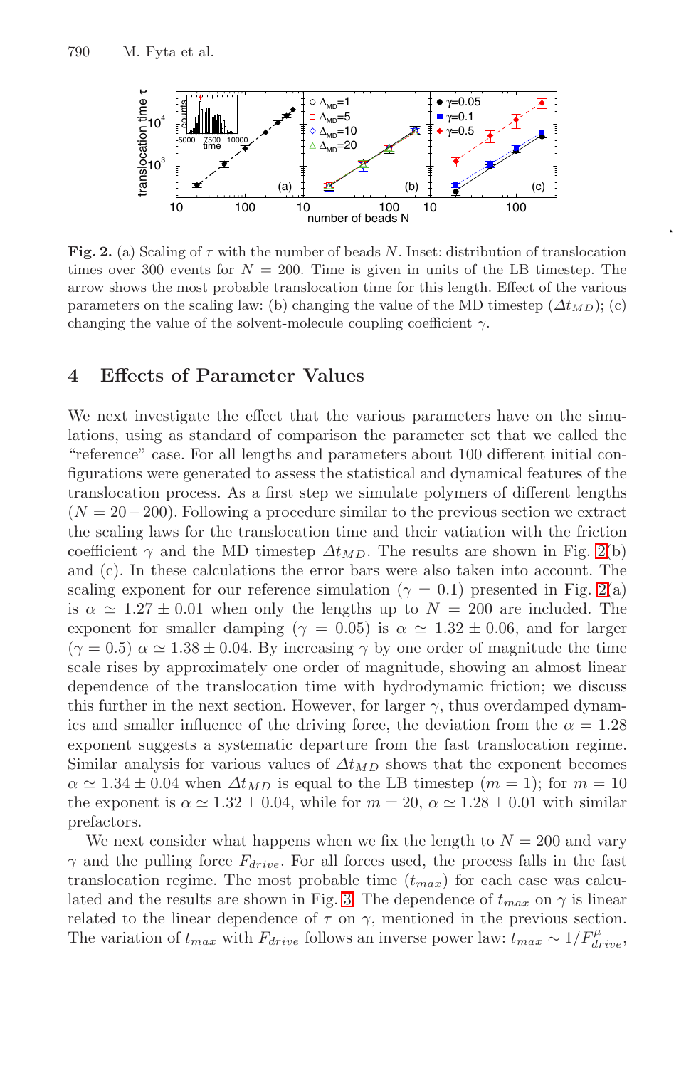**Fig. 2.** (a) Scaling of $\tau$ with the number of beads $N$. Inset: distribution of translocation times over 300 events for $N = 200$. Time is given in units of the LB timestep. The arrow shows the most probable translocation time for this length. Effect of the various parameters on the scaling law: (b) changing the value of the MD timestep ($\Delta t_{MD}$); (c) changing the value of the solvent-molecule coupling coefficient $\gamma$.

## 4 Effects of Parameter Values

We next investigate the effect that the various parameters have on the simulations, using as standard of comparison the parameter set that we called the "reference" case. For all lengths and parameters about 100 different initial configurations were generated to assess the statistical and dynamical features of the translocation process. As a first step we simulate polymers of different lengths ($N = 20-200$). Following a procedure similar to the previous section we extract the scaling laws for the translocation time and their vatiation with the friction coefficient $\gamma$ and the MD timestep $\Delta t_{MD}$. The results are shown in Fig. 2(b) and (c). In these calculations the error bars were also taken into account. The scaling exponent for our reference simulation ($\gamma = 0.1$) presented in Fig. 2(a) is $\alpha \simeq 1.27 \pm 0.01$ when only the lengths up to $N = 200$ are included. The exponent for smaller damping ($\gamma = 0.05$) is $\alpha \simeq 1.32 \pm 0.06$, and for larger ($\gamma = 0.5$) $\alpha \simeq 1.38 \pm 0.04$. By increasing $\gamma$ by one order of magnitude the time scale rises by approximately one order of magnitude, showing an almost linear dependence of the translocation time with hydrodynamic friction; we discuss this further in the next section. However, for larger $\gamma$, thus overdamped dynamics and smaller influence of the driving force, the deviation from the $\alpha = 1.28$ exponent suggests a systematic departure from the fast translocation regime. Similar analysis for various values of $\Delta t_{MD}$ shows that the exponent becomes $\alpha \simeq 1.34 \pm 0.04$ when $\Delta t_{MD}$ is equal to the LB timestep ($m = 1$); for $m = 10$ the exponent is $\alpha \simeq 1.32 \pm 0.04$, while for $m = 20$, $\alpha \simeq 1.28 \pm 0.01$ with similar prefactors.

We next consider what happens when we fix the length to $N = 200$ and vary $\gamma$ and the pulling force $F_{drive}$. For all forces used, the process falls in the fast translocation regime. The most probable time ($t_{max}$) for each case was calculated and the results are shown in Fig. 3. The dependence of $t_{max}$ on $\gamma$ is linear related to the linear dependence of $\tau$ on $\gamma$, mentioned in the previous section. The variation of $t_{max}$ with $F_{drive}$ follows an inverse power law: $t_{max} \sim 1/F_{drive}^{\mu}$,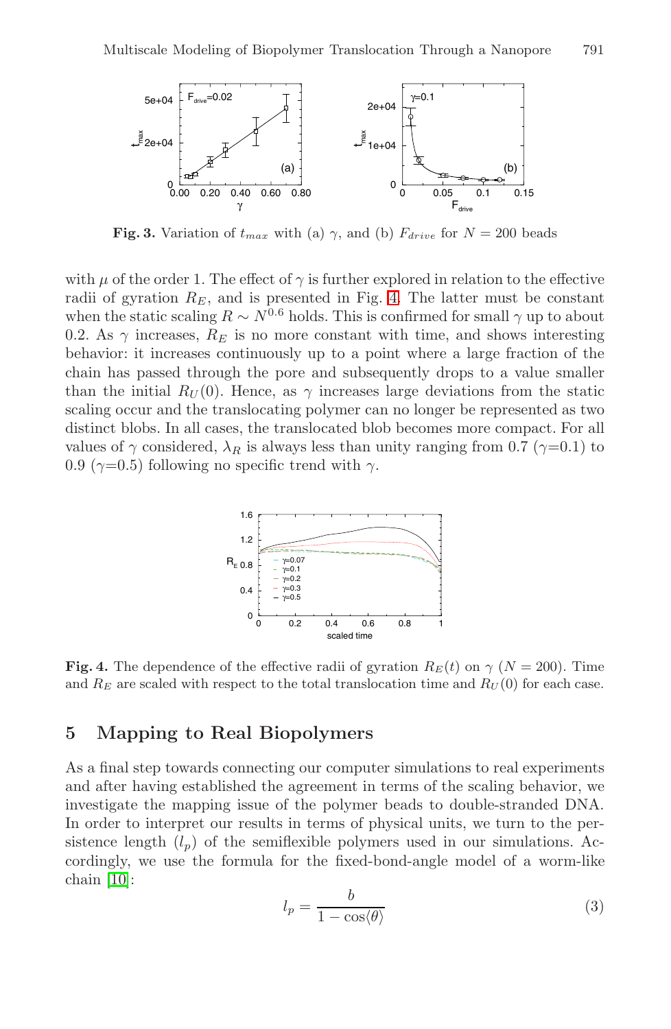Fig. 3. Variation of $t_{max}$ with (a) $\gamma$, and (b) $F_{drive}$ for $N = 200$ beads

with $\mu$ of the order 1. The effect of $\gamma$ is further explored in relation to the effective radii of gyration $R_E$, and is presented in Fig. 4. The latter must be constant when the static scaling $R \sim N^{0.6}$ holds. This is confirmed for small $\gamma$ up to about 0.2. As $\gamma$ increases, $R_E$ is no more constant with time, and shows interesting behavior: it increases continuously up to a point where a large fraction of the chain has passed through the pore and subsequently drops to a value smaller than the initial $R_U(0)$. Hence, as $\gamma$ increases large deviations from the static scaling occur and the translocating polymer can no longer be represented as two distinct blobs. In all cases, the translocated blob becomes more compact. For all values of $\gamma$ considered, $\lambda_R$ is always less than unity ranging from 0.7 ($\gamma$=0.1) to 0.9 ($\gamma$=0.5) following no specific trend with $\gamma$.

Fig. 4. The dependence of the effective radii of gyration $R_E(t)$ on $\gamma$ ($N = 200$). Time and $R_E$ are scaled with respect to the total translocation time and $R_U(0)$ for each case.

## 5 Mapping to Real Biopolymers

As a final step towards connecting our computer simulations to real experiments and after having established the agreement in terms of the scaling behavior, we investigate the mapping issue of the polymer beads to double-stranded DNA. In order to interpret our results in terms of physical units, we turn to the persistence length ($l_p$) of the semiflexible polymers used in our simulations. Accordingly, we use the formula for the fixed-bond-angle model of a worm-like chain [10]:

$$l_p = \frac{b}{1 - \cos\langle\theta\rangle} \tag{3}$$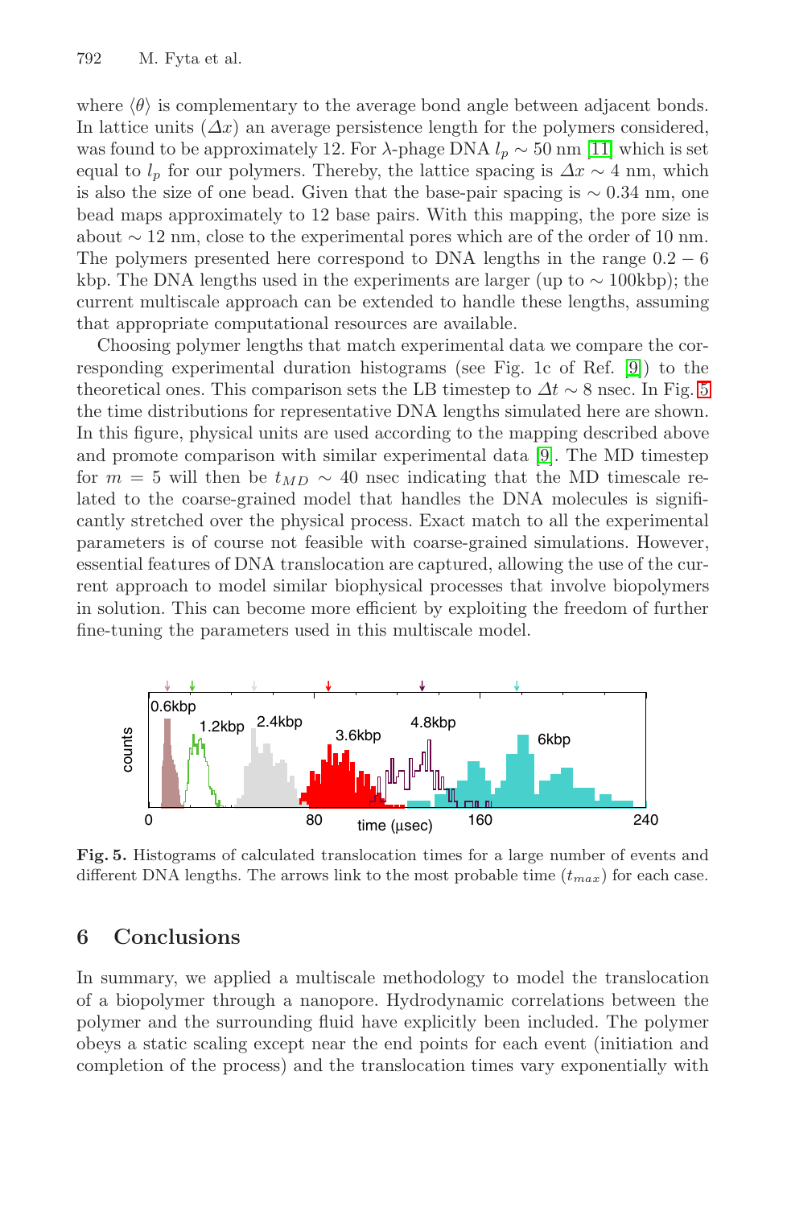where $\langle\theta\rangle$ is complementary to the average bond angle between adjacent bonds. In lattice units ($\Delta x$) an average persistence length for the polymers considered, was found to be approximately 12. For $\lambda$-phage DNA $l_p \sim 50$ nm [11] which is set equal to $l_p$ for our polymers. Thereby, the lattice spacing is $\Delta x \sim 4$ nm, which is also the size of one bead. Given that the base-pair spacing is $\sim 0.34$ nm, one bead maps approximately to 12 base pairs. With this mapping, the pore size is about $\sim 12$ nm, close to the experimental pores which are of the order of 10 nm. The polymers presented here correspond to DNA lengths in the range $0.2 - 6$ kbp. The DNA lengths used in the experiments are larger (up to $\sim$ 100kbp); the current multiscale approach can be extended to handle these lengths, assuming that appropriate computational resources are available.

Choosing polymer lengths that match experimental data we compare the corresponding experimental duration histograms (see Fig. 1c of Ref. [9]) to the theoretical ones. This comparison sets the LB timestep to $\Delta t \sim 8$ nsec. In Fig. 5 the time distributions for representative DNA lengths simulated here are shown. In this figure, physical units are used according to the mapping described above and promote comparison with similar experimental data [9]. The MD timestep for $m = 5$ will then be $t_{MD} \sim 40$ nsec indicating that the MD timescale related to the coarse-grained model that handles the DNA molecules is significantly stretched over the physical process. Exact match to all the experimental parameters is of course not feasible with coarse-grained simulations. However, essential features of DNA translocation are captured, allowing the use of the current approach to model similar biophysical processes that involve biopolymers in solution. This can become more efficient by exploiting the freedom of further fine-tuning the parameters used in this multiscale model.

**Fig. 5.** Histograms of calculated translocation times for a large number of events and different DNA lengths. The arrows link to the most probable time ($t_{max}$) for each case.

## 6 Conclusions

In summary, we applied a multiscale methodology to model the translocation of a biopolymer through a nanopore. Hydrodynamic correlations between the polymer and the surrounding fluid have explicitly been included. The polymer obeys a static scaling except near the end points for each event (initiation and completion of the process) and the translocation times vary exponentially with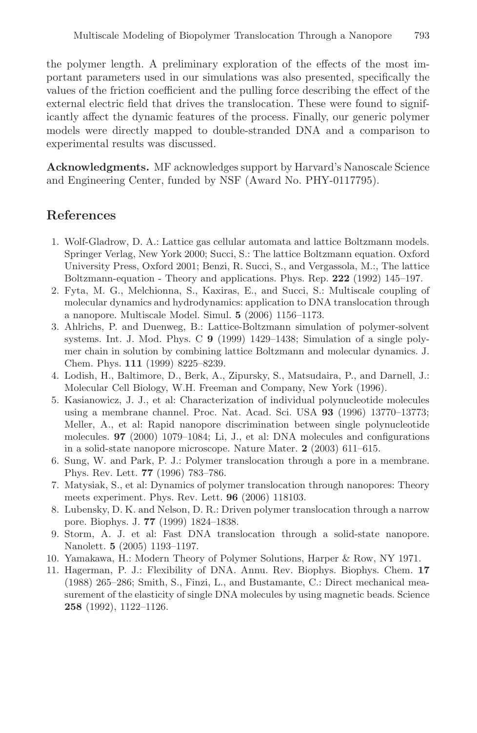the polymer length. A preliminary exploration of the effects of the most important parameters used in our simulations was also presented, specifically the values of the friction coefficient and the pulling force describing the effect of the external electric field that drives the translocation. These were found to significantly affect the dynamic features of the process. Finally, our generic polymer models were directly mapped to double-stranded DNA and a comparison to experimental results was discussed.

**Acknowledgments.** MF acknowledges support by Harvard's Nanoscale Science and Engineering Center, funded by NSF (Award No. PHY-0117795).

## References

1. Wolf-Gladrow, D. A.: Lattice gas cellular automata and lattice Boltzmann models. Springer Verlag, New York 2000; Succi, S.: The lattice Boltzmann equation. Oxford University Press, Oxford 2001; Benzi, R. Succi, S., and Vergassola, M.:, The lattice Boltzmann-equation - Theory and applications. Phys. Rep. **222** (1992) 145–197.
2. Fyta, M. G., Melchionna, S., Kaxiras, E., and Succi, S.: Multiscale coupling of molecular dynamics and hydrodynamics: application to DNA translocation through a nanopore. Multiscale Model. Simul. **5** (2006) 1156–1173.
3. Ahlrichs, P. and Duenweg, B.: Lattice-Boltzmann simulation of polymer-solvent systems. Int. J. Mod. Phys. C **9** (1999) 1429–1438; Simulation of a single polymer chain in solution by combining lattice Boltzmann and molecular dynamics. J. Chem. Phys. **111** (1999) 8225–8239.
4. Lodish, H., Baltimore, D., Berk, A., Zipursky, S., Matsudaira, P., and Darnell, J.: Molecular Cell Biology, W.H. Freeman and Company, New York (1996).
5. Kasianowicz, J. J., et al: Characterization of individual polynucleotide molecules using a membrane channel. Proc. Nat. Acad. Sci. USA **93** (1996) 13770–13773; Meller, A., et al: Rapid nanopore discrimination between single polynucleotide molecules. **97** (2000) 1079–1084; Li, J., et al: DNA molecules and configurations in a solid-state nanopore microscope. Nature Mater. **2** (2003) 611–615.
6. Sung, W. and Park, P. J.: Polymer translocation through a pore in a membrane. Phys. Rev. Lett. **77** (1996) 783–786.
7. Matysiak, S., et al: Dynamics of polymer translocation through nanopores: Theory meets experiment. Phys. Rev. Lett. **96** (2006) 118103.
8. Lubensky, D. K. and Nelson, D. R.: Driven polymer translocation through a narrow pore. Biophys. J. **77** (1999) 1824–1838.
9. Storm, A. J. et al: Fast DNA translocation through a solid-state nanopore. Nanolett. **5** (2005) 1193–1197.
10. Yamakawa, H.: Modern Theory of Polymer Solutions, Harper & Row, NY 1971.
11. Hagerman, P. J.: Flexibility of DNA. Annu. Rev. Biophys. Biophys. Chem. **17** (1988) 265–286; Smith, S., Finzi, L., and Bustamante, C.: Direct mechanical measurement of the elasticity of single DNA molecules by using magnetic beads. Science **258** (1992), 1122–1126.